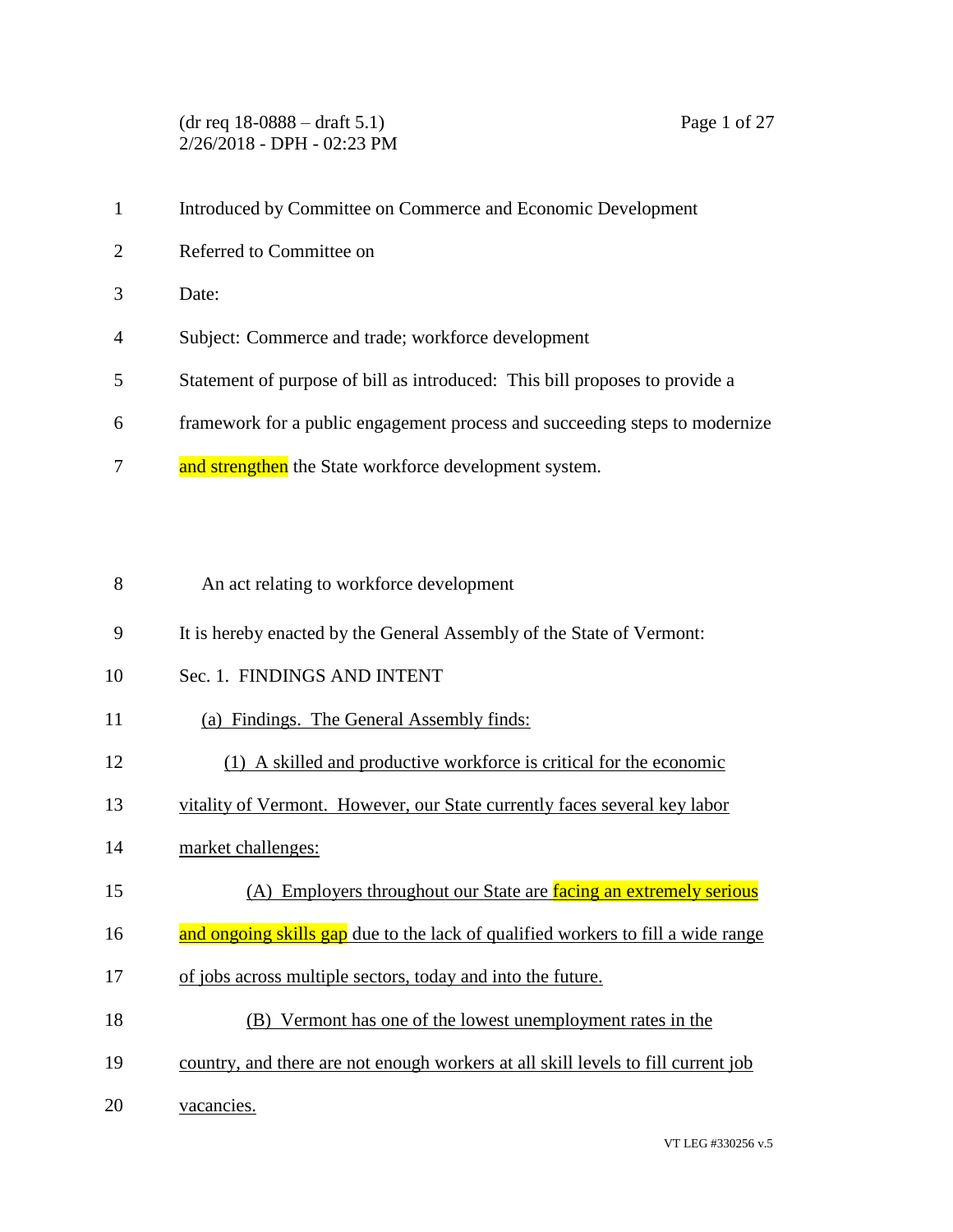Introduced by Committee on Commerce and Economic Development

Referred to Committee on

Date:

Subject: Commerce and trade; workforce development

Statement of purpose of bill as introduced: This bill proposes to provide a framework for a public engagement process and succeeding steps to modernize and strengthen the State workforce development system.

An act relating to workforce development

It is hereby enacted by the General Assembly of the State of Vermont:

Sec. 1. FINDINGS AND INTENT

(a) Findings. The General Assembly finds:

(1) A skilled and productive workforce is critical for the economic vitality of Vermont. However, our State currently faces several key labor market challenges:

(A) Employers throughout our State are facing an extremely serious and ongoing skills gap due to the lack of qualified workers to fill a wide range of jobs across multiple sectors, today and into the future.

(B) Vermont has one of the lowest unemployment rates in the country, and there are not enough workers at all skill levels to fill current job vacancies.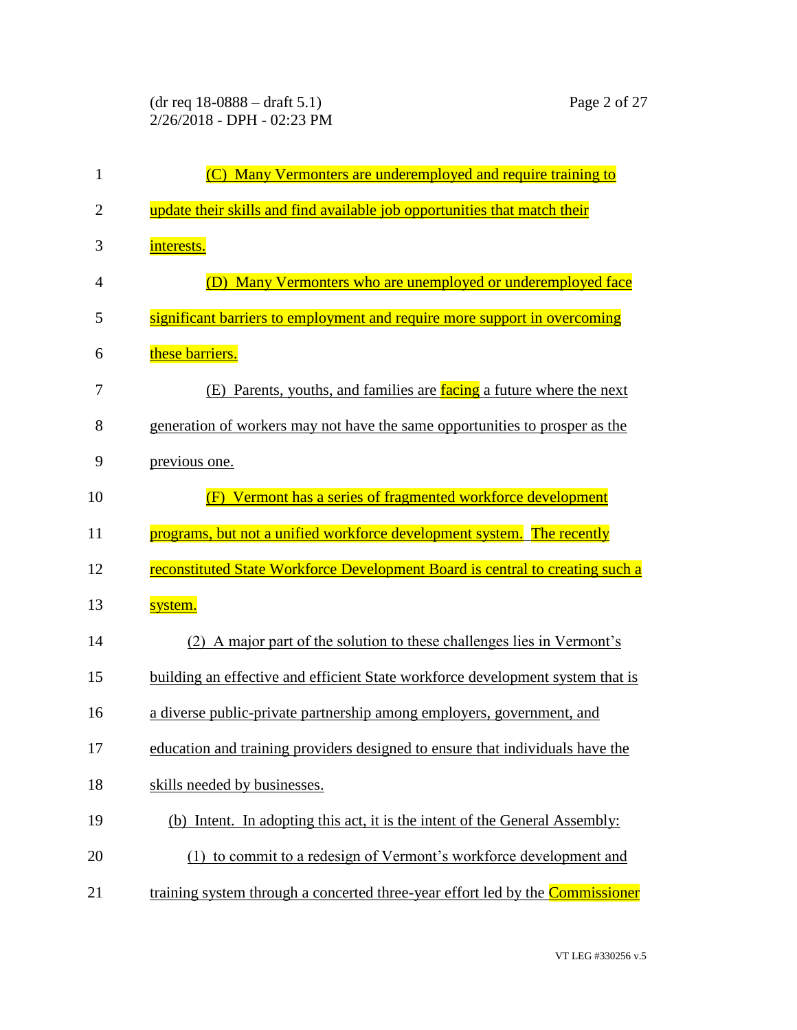(C) Many Vermonters are underemployed and require training to update their skills and find available job opportunities that match their interests.

(D) Many Vermonters who are unemployed or underemployed face significant barriers to employment and require more support in overcoming these barriers.

(E) Parents, youths, and families are facing a future where the next generation of workers may not have the same opportunities to prosper as the previous one.

(F) Vermont has a series of fragmented workforce development programs, but not a unified workforce development system. The recently reconstituted State Workforce Development Board is central to creating such a system.

(2) A major part of the solution to these challenges lies in Vermont's building an effective and efficient State workforce development system that is a diverse public-private partnership among employers, government, and education and training providers designed to ensure that individuals have the skills needed by businesses.

(b) Intent. In adopting this act, it is the intent of the General Assembly:

(1) to commit to a redesign of Vermont's workforce development and training system through a concerted three-year effort led by the Commissioner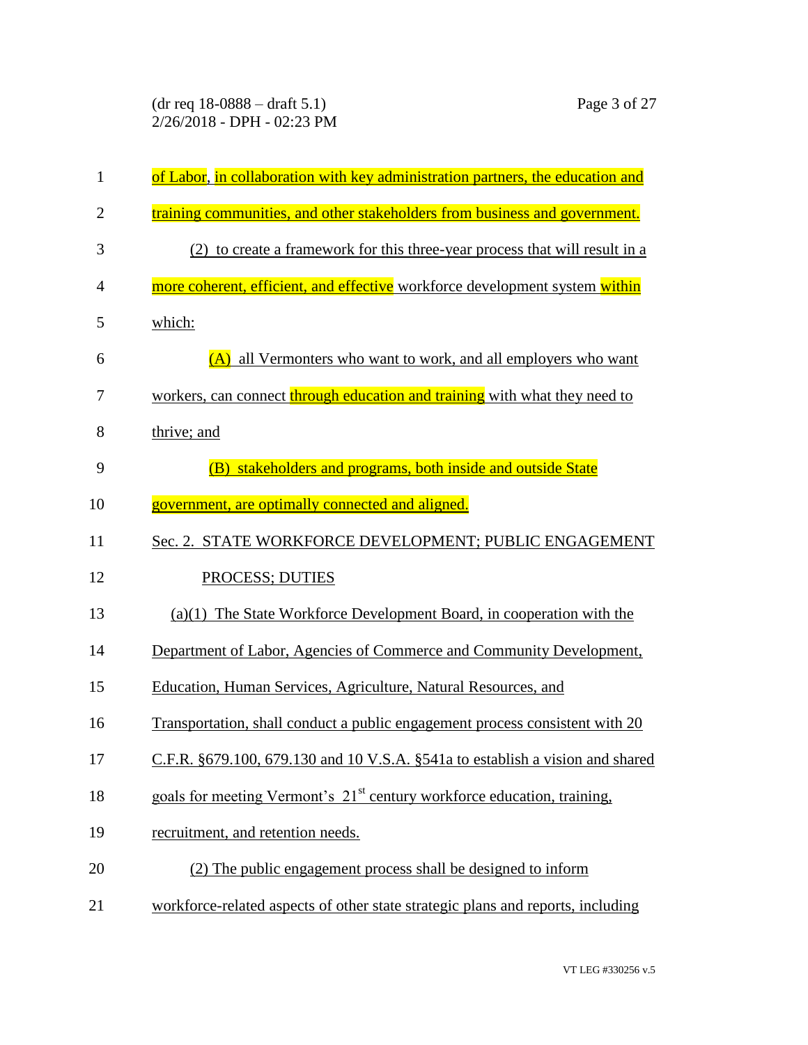of Labor, in collaboration with key administration partners, the education and training communities, and other stakeholders from business and government.

(2) to create a framework for this three-year process that will result in a more coherent, efficient, and effective workforce development system within which:

(A) all Vermonters who want to work, and all employers who want workers, can connect through education and training with what they need to thrive; and

(B) stakeholders and programs, both inside and outside State government, are optimally connected and aligned.

Sec. 2. STATE WORKFORCE DEVELOPMENT; PUBLIC ENGAGEMENT PROCESS; DUTIES

(a)(1) The State Workforce Development Board, in cooperation with the Department of Labor, Agencies of Commerce and Community Development, Education, Human Services, Agriculture, Natural Resources, and Transportation, shall conduct a public engagement process consistent with 20 C.F.R. §679.100, 679.130 and 10 V.S.A. §541a to establish a vision and shared goals for meeting Vermont's 21st century workforce education, training, recruitment, and retention needs.

(2) The public engagement process shall be designed to inform workforce-related aspects of other state strategic plans and reports, including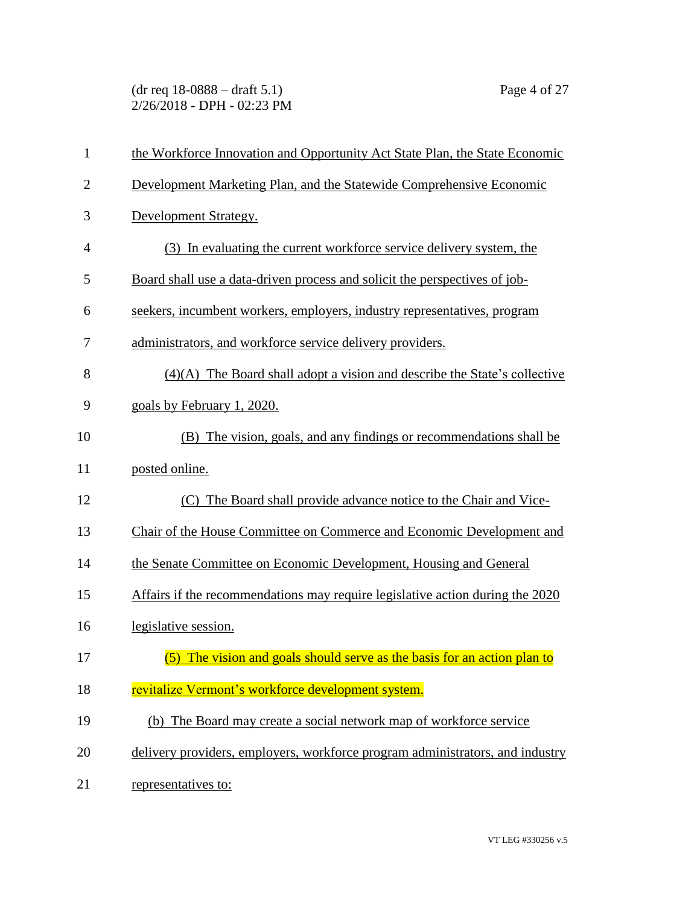the Workforce Innovation and Opportunity Act State Plan, the State Economic Development Marketing Plan, and the Statewide Comprehensive Economic Development Strategy.

(3) In evaluating the current workforce service delivery system, the Board shall use a data-driven process and solicit the perspectives of job-seekers, incumbent workers, employers, industry representatives, program administrators, and workforce service delivery providers.

(4)(A) The Board shall adopt a vision and describe the State's collective goals by February 1, 2020.

(B) The vision, goals, and any findings or recommendations shall be posted online.

(C) The Board shall provide advance notice to the Chair and Vice-Chair of the House Committee on Commerce and Economic Development and the Senate Committee on Economic Development, Housing and General Affairs if the recommendations may require legislative action during the 2020 legislative session.

(5) The vision and goals should serve as the basis for an action plan to revitalize Vermont's workforce development system.

(b) The Board may create a social network map of workforce service delivery providers, employers, workforce program administrators, and industry representatives to: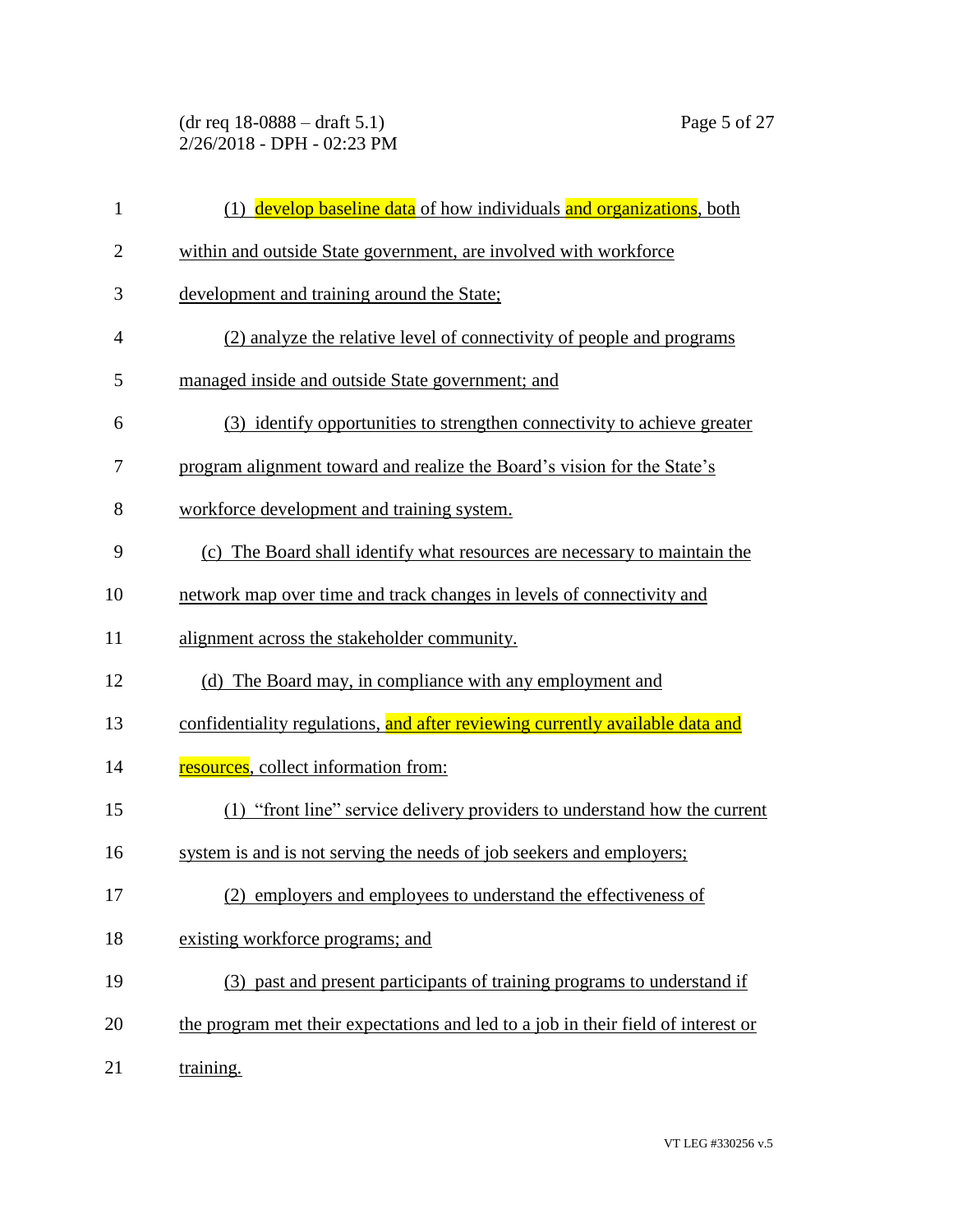(1) develop baseline data of how individuals and organizations, both within and outside State government, are involved with workforce development and training around the State;

(2) analyze the relative level of connectivity of people and programs managed inside and outside State government; and

(3) identify opportunities to strengthen connectivity to achieve greater program alignment toward and realize the Board's vision for the State's workforce development and training system.

(c) The Board shall identify what resources are necessary to maintain the network map over time and track changes in levels of connectivity and alignment across the stakeholder community.

(d) The Board may, in compliance with any employment and confidentiality regulations, and after reviewing currently available data and resources, collect information from:

(1) "front line" service delivery providers to understand how the current system is and is not serving the needs of job seekers and employers;

(2) employers and employees to understand the effectiveness of existing workforce programs; and

(3) past and present participants of training programs to understand if the program met their expectations and led to a job in their field of interest or training.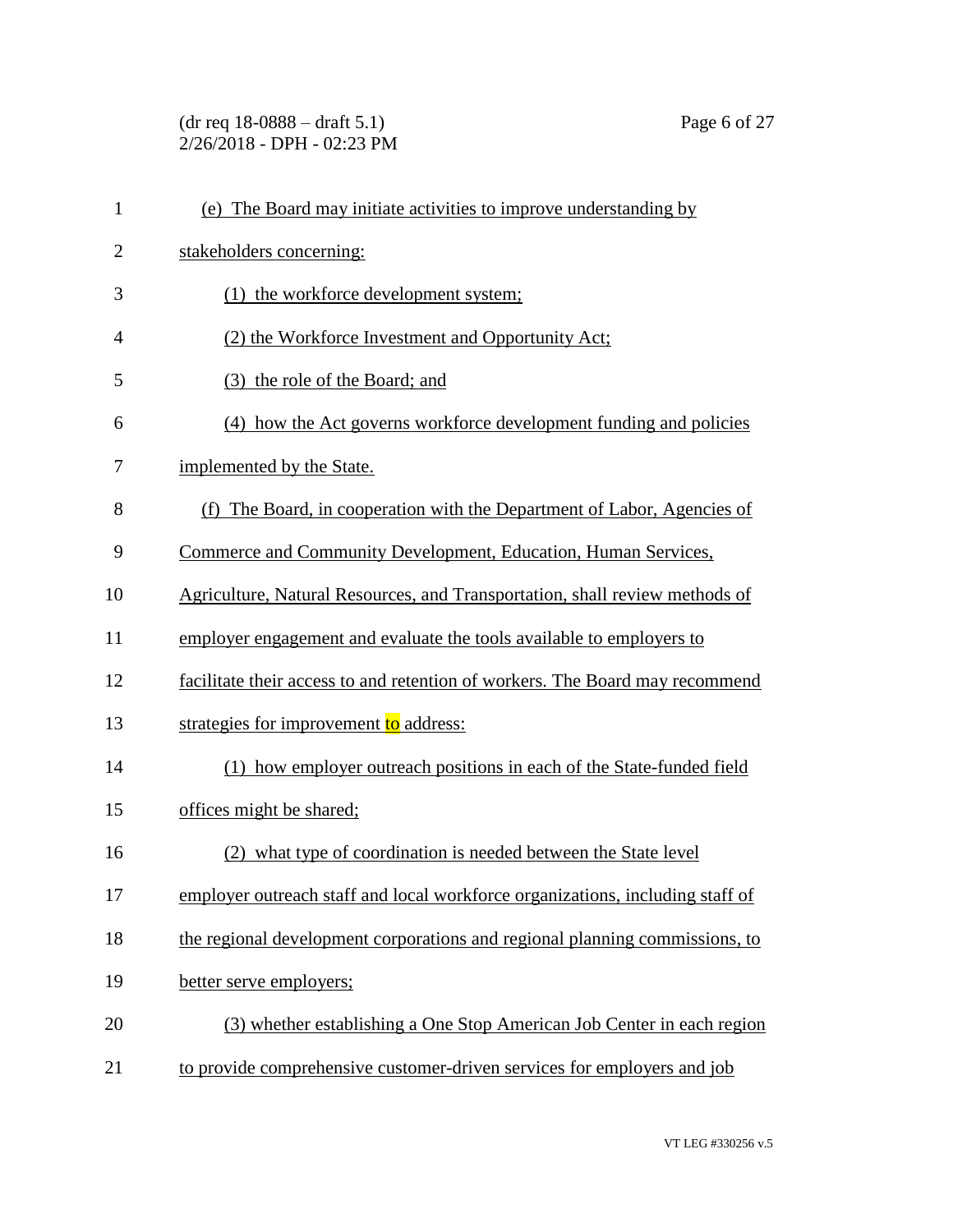(e) The Board may initiate activities to improve understanding by stakeholders concerning:

(1) the workforce development system;

(2) the Workforce Investment and Opportunity Act;

(3) the role of the Board; and

(4) how the Act governs workforce development funding and policies implemented by the State.

(f) The Board, in cooperation with the Department of Labor, Agencies of Commerce and Community Development, Education, Human Services, Agriculture, Natural Resources, and Transportation, shall review methods of employer engagement and evaluate the tools available to employers to facilitate their access to and retention of workers. The Board may recommend strategies for improvement to address:

(1) how employer outreach positions in each of the State-funded field offices might be shared;

(2) what type of coordination is needed between the State level employer outreach staff and local workforce organizations, including staff of the regional development corporations and regional planning commissions, to better serve employers;

(3) whether establishing a One Stop American Job Center in each region to provide comprehensive customer-driven services for employers and job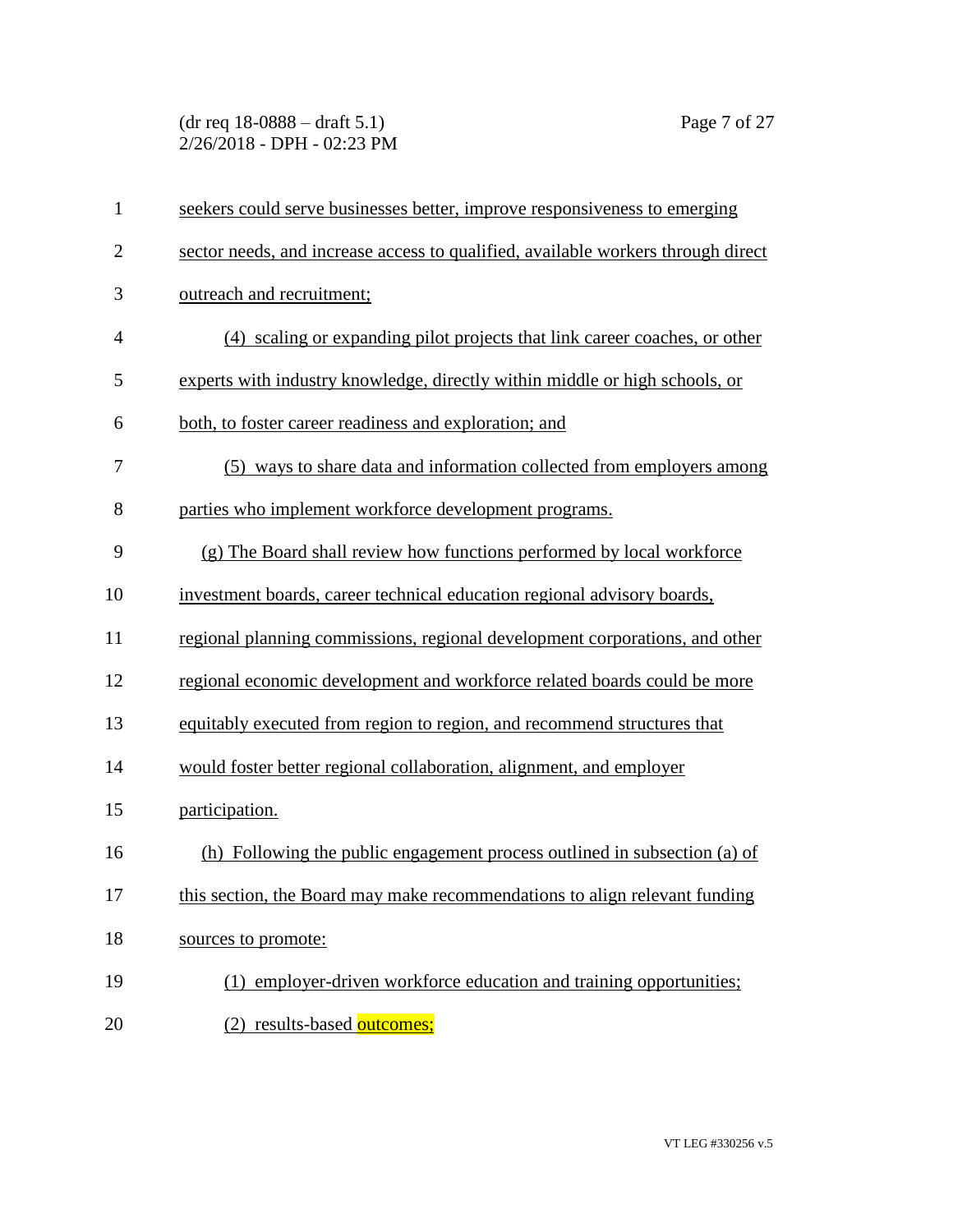seekers could serve businesses better, improve responsiveness to emerging sector needs, and increase access to qualified, available workers through direct outreach and recruitment;

(4) scaling or expanding pilot projects that link career coaches, or other experts with industry knowledge, directly within middle or high schools, or both, to foster career readiness and exploration; and

(5) ways to share data and information collected from employers among parties who implement workforce development programs.

(g) The Board shall review how functions performed by local workforce investment boards, career technical education regional advisory boards, regional planning commissions, regional development corporations, and other regional economic development and workforce related boards could be more equitably executed from region to region, and recommend structures that would foster better regional collaboration, alignment, and employer participation.

(h) Following the public engagement process outlined in subsection (a) of this section, the Board may make recommendations to align relevant funding sources to promote:

(1) employer-driven workforce education and training opportunities;

(2) results-based outcomes;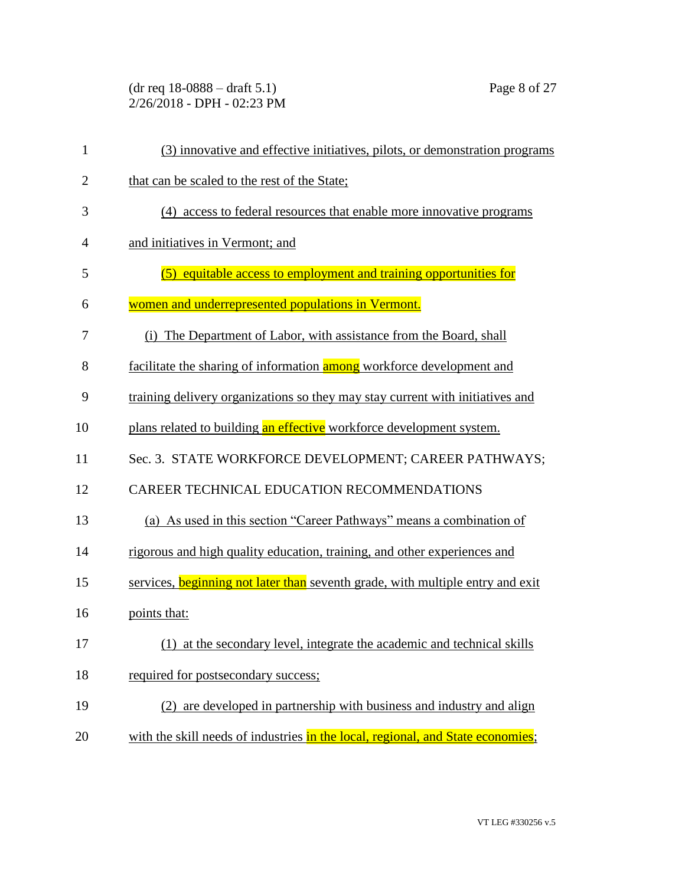(3) innovative and effective initiatives, pilots, or demonstration programs that can be scaled to the rest of the State;

(4) access to federal resources that enable more innovative programs and initiatives in Vermont; and

(5) equitable access to employment and training opportunities for women and underrepresented populations in Vermont.

(i) The Department of Labor, with assistance from the Board, shall facilitate the sharing of information among workforce development and training delivery organizations so they may stay current with initiatives and plans related to building an effective workforce development system.

Sec. 3. STATE WORKFORCE DEVELOPMENT; CAREER PATHWAYS; CAREER TECHNICAL EDUCATION RECOMMENDATIONS

(a) As used in this section "Career Pathways" means a combination of rigorous and high quality education, training, and other experiences and services, beginning not later than seventh grade, with multiple entry and exit points that:

(1) at the secondary level, integrate the academic and technical skills required for postsecondary success;

(2) are developed in partnership with business and industry and align with the skill needs of industries in the local, regional, and State economies;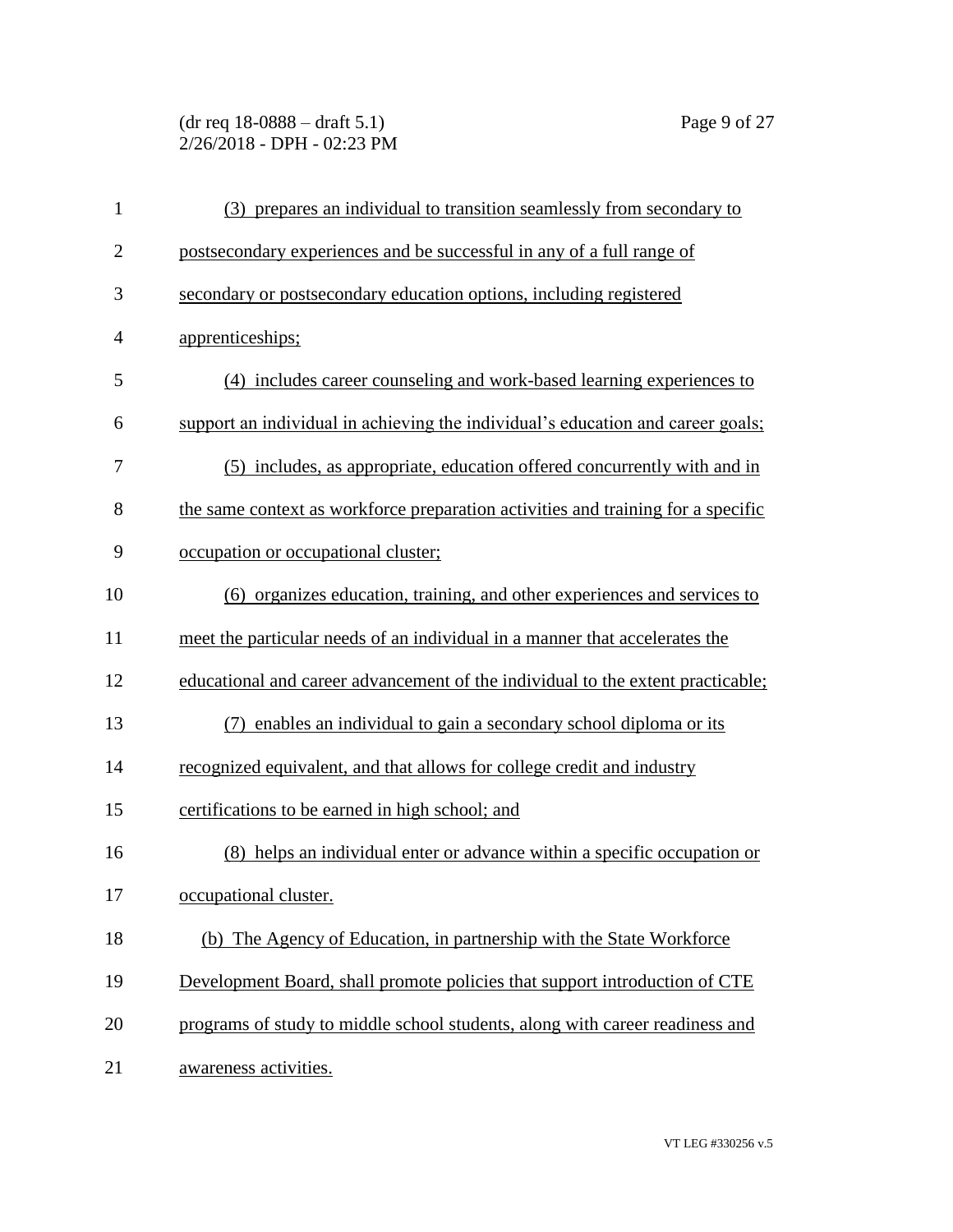(3) prepares an individual to transition seamlessly from secondary to postsecondary experiences and be successful in any of a full range of secondary or postsecondary education options, including registered apprenticeships;

(4) includes career counseling and work-based learning experiences to support an individual in achieving the individual's education and career goals;

(5) includes, as appropriate, education offered concurrently with and in the same context as workforce preparation activities and training for a specific occupation or occupational cluster;

(6) organizes education, training, and other experiences and services to meet the particular needs of an individual in a manner that accelerates the educational and career advancement of the individual to the extent practicable;

(7) enables an individual to gain a secondary school diploma or its recognized equivalent, and that allows for college credit and industry certifications to be earned in high school; and

(8) helps an individual enter or advance within a specific occupation or occupational cluster.

(b) The Agency of Education, in partnership with the State Workforce Development Board, shall promote policies that support introduction of CTE programs of study to middle school students, along with career readiness and awareness activities.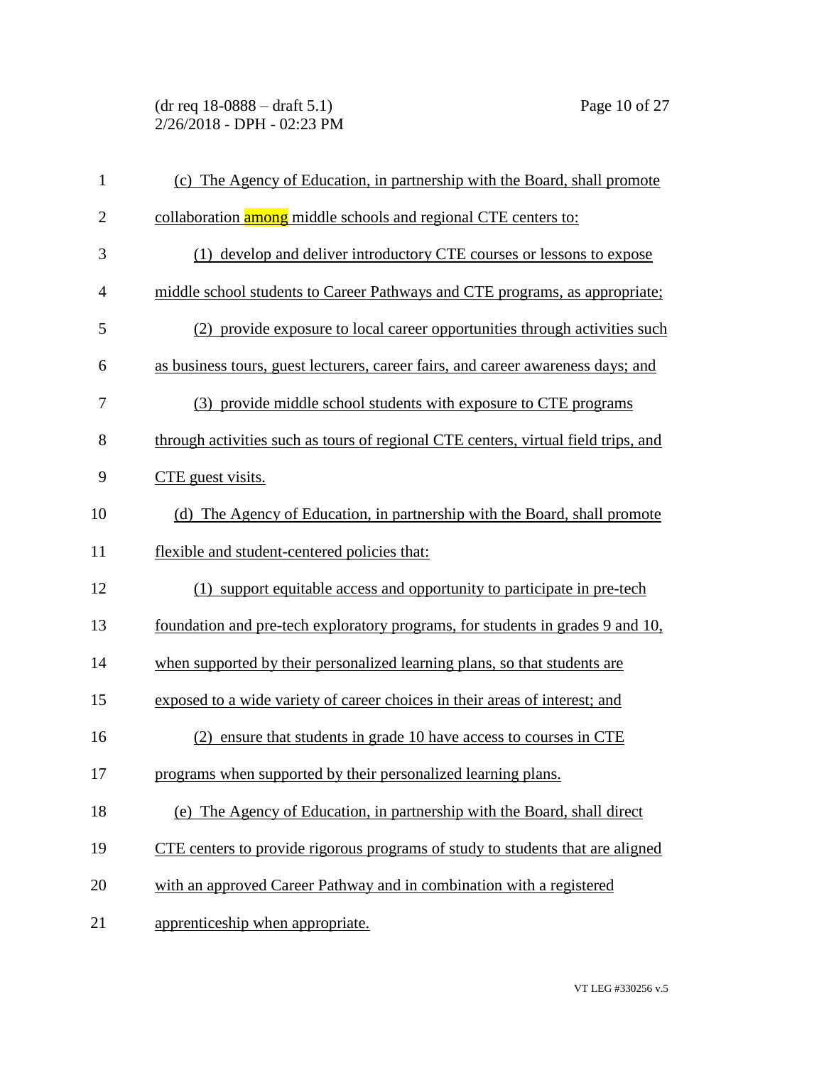(c) The Agency of Education, in partnership with the Board, shall promote collaboration among middle schools and regional CTE centers to:

(1) develop and deliver introductory CTE courses or lessons to expose middle school students to Career Pathways and CTE programs, as appropriate;

(2) provide exposure to local career opportunities through activities such as business tours, guest lecturers, career fairs, and career awareness days; and

(3) provide middle school students with exposure to CTE programs through activities such as tours of regional CTE centers, virtual field trips, and CTE guest visits.

(d) The Agency of Education, in partnership with the Board, shall promote flexible and student-centered policies that:

(1) support equitable access and opportunity to participate in pre-tech foundation and pre-tech exploratory programs, for students in grades 9 and 10, when supported by their personalized learning plans, so that students are exposed to a wide variety of career choices in their areas of interest; and

(2) ensure that students in grade 10 have access to courses in CTE programs when supported by their personalized learning plans.

(e) The Agency of Education, in partnership with the Board, shall direct CTE centers to provide rigorous programs of study to students that are aligned with an approved Career Pathway and in combination with a registered apprenticeship when appropriate.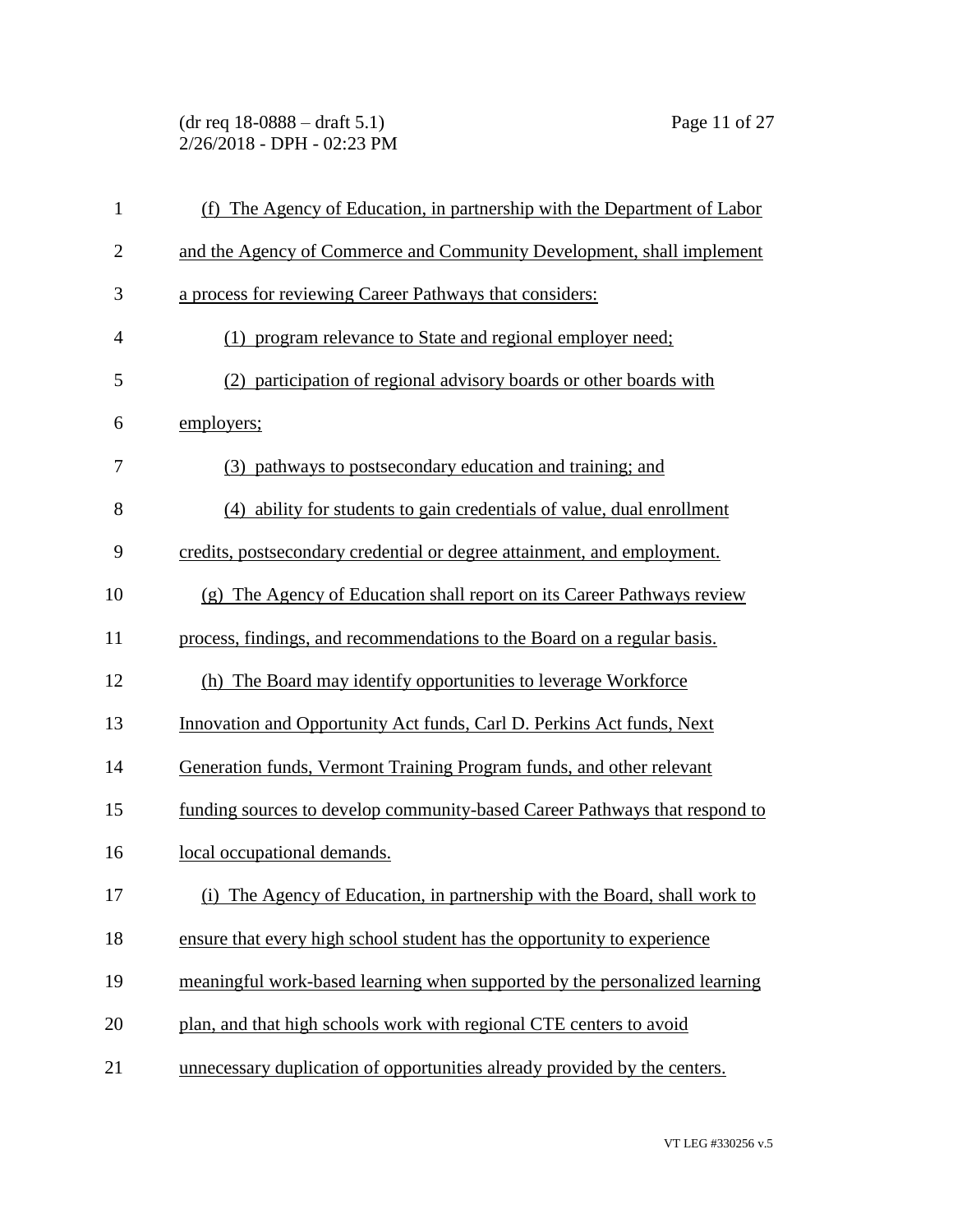(f) The Agency of Education, in partnership with the Department of Labor and the Agency of Commerce and Community Development, shall implement a process for reviewing Career Pathways that considers:

(1) program relevance to State and regional employer need;

(2) participation of regional advisory boards or other boards with employers;

(3) pathways to postsecondary education and training; and

(4) ability for students to gain credentials of value, dual enrollment credits, postsecondary credential or degree attainment, and employment.

(g) The Agency of Education shall report on its Career Pathways review process, findings, and recommendations to the Board on a regular basis.

(h) The Board may identify opportunities to leverage Workforce Innovation and Opportunity Act funds, Carl D. Perkins Act funds, Next Generation funds, Vermont Training Program funds, and other relevant funding sources to develop community-based Career Pathways that respond to local occupational demands.

(i) The Agency of Education, in partnership with the Board, shall work to ensure that every high school student has the opportunity to experience meaningful work-based learning when supported by the personalized learning plan, and that high schools work with regional CTE centers to avoid unnecessary duplication of opportunities already provided by the centers.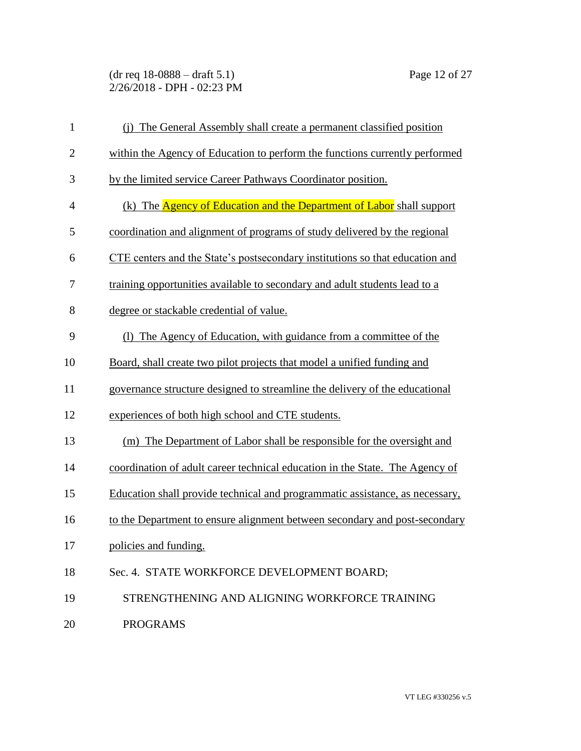(j) The General Assembly shall create a permanent classified position within the Agency of Education to perform the functions currently performed by the limited service Career Pathways Coordinator position.

(k) The Agency of Education and the Department of Labor shall support coordination and alignment of programs of study delivered by the regional CTE centers and the State's postsecondary institutions so that education and training opportunities available to secondary and adult students lead to a degree or stackable credential of value.

(l) The Agency of Education, with guidance from a committee of the Board, shall create two pilot projects that model a unified funding and governance structure designed to streamline the delivery of the educational experiences of both high school and CTE students.

(m) The Department of Labor shall be responsible for the oversight and coordination of adult career technical education in the State. The Agency of Education shall provide technical and programmatic assistance, as necessary, to the Department to ensure alignment between secondary and post-secondary policies and funding.

Sec. 4. STATE WORKFORCE DEVELOPMENT BOARD; STRENGTHENING AND ALIGNING WORKFORCE TRAINING PROGRAMS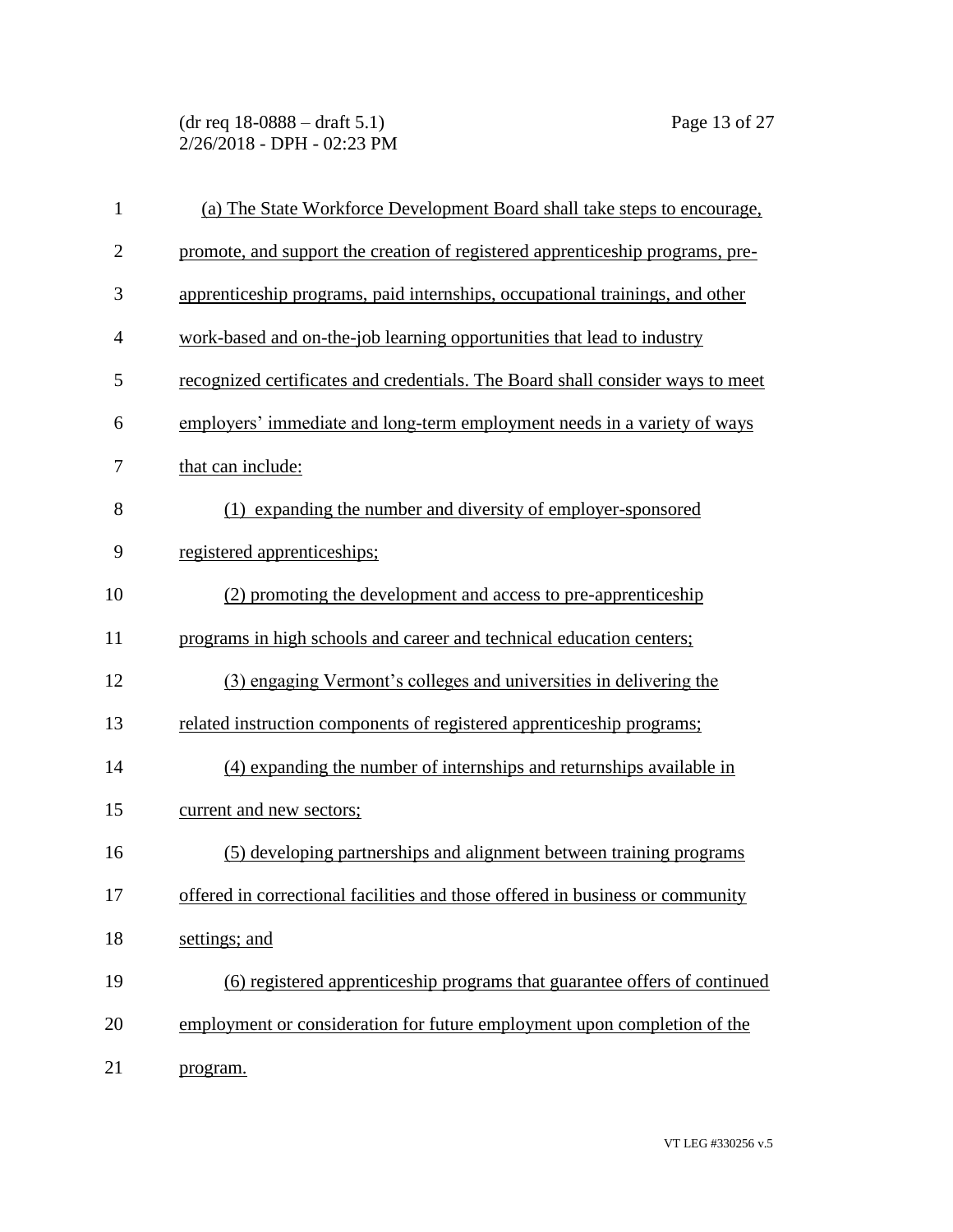(a) The State Workforce Development Board shall take steps to encourage, promote, and support the creation of registered apprenticeship programs, pre-apprenticeship programs, paid internships, occupational trainings, and other work-based and on-the-job learning opportunities that lead to industry recognized certificates and credentials. The Board shall consider ways to meet employers' immediate and long-term employment needs in a variety of ways that can include:

(1) expanding the number and diversity of employer-sponsored registered apprenticeships;

(2) promoting the development and access to pre-apprenticeship programs in high schools and career and technical education centers;

(3) engaging Vermont's colleges and universities in delivering the related instruction components of registered apprenticeship programs;

(4) expanding the number of internships and returnships available in current and new sectors;

(5) developing partnerships and alignment between training programs offered in correctional facilities and those offered in business or community settings; and

(6) registered apprenticeship programs that guarantee offers of continued employment or consideration for future employment upon completion of the program.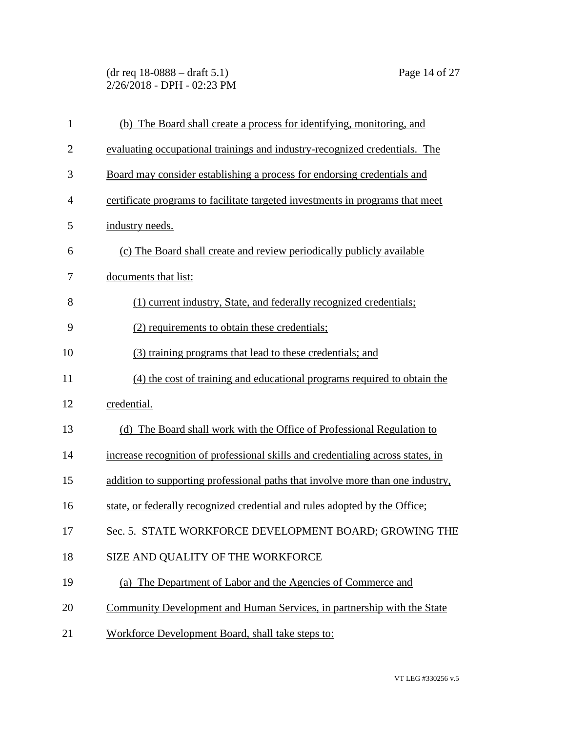(b) The Board shall create a process for identifying, monitoring, and evaluating occupational trainings and industry-recognized credentials. The Board may consider establishing a process for endorsing credentials and certificate programs to facilitate targeted investments in programs that meet industry needs.

(c) The Board shall create and review periodically publicly available documents that list:

(1) current industry, State, and federally recognized credentials;

(2) requirements to obtain these credentials;

(3) training programs that lead to these credentials; and

(4) the cost of training and educational programs required to obtain the credential.

(d) The Board shall work with the Office of Professional Regulation to increase recognition of professional skills and credentialing across states, in addition to supporting professional paths that involve more than one industry, state, or federally recognized credential and rules adopted by the Office;

Sec. 5. STATE WORKFORCE DEVELOPMENT BOARD; GROWING THE SIZE AND QUALITY OF THE WORKFORCE

(a) The Department of Labor and the Agencies of Commerce and Community Development and Human Services, in partnership with the State Workforce Development Board, shall take steps to: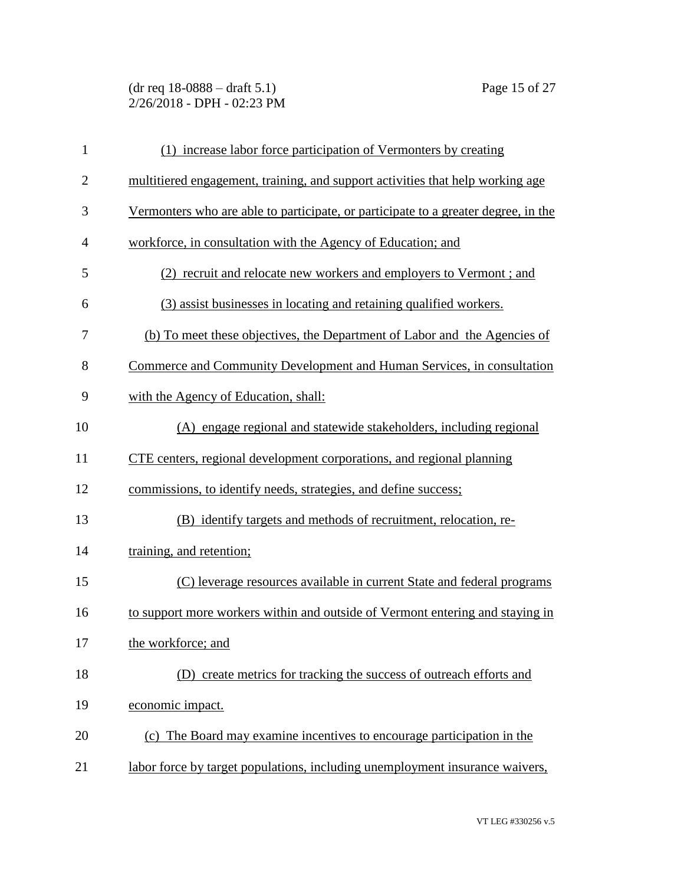(1) increase labor force participation of Vermonters by creating multitiered engagement, training, and support activities that help working age Vermonters who are able to participate, or participate to a greater degree, in the workforce, in consultation with the Agency of Education; and

(2) recruit and relocate new workers and employers to Vermont ; and

(3) assist businesses in locating and retaining qualified workers.

(b) To meet these objectives, the Department of Labor and the Agencies of Commerce and Community Development and Human Services, in consultation with the Agency of Education, shall:

(A) engage regional and statewide stakeholders, including regional CTE centers, regional development corporations, and regional planning commissions, to identify needs, strategies, and define success;

(B) identify targets and methods of recruitment, relocation, re-training, and retention;

(C) leverage resources available in current State and federal programs to support more workers within and outside of Vermont entering and staying in the workforce; and

(D) create metrics for tracking the success of outreach efforts and economic impact.

(c) The Board may examine incentives to encourage participation in the labor force by target populations, including unemployment insurance waivers,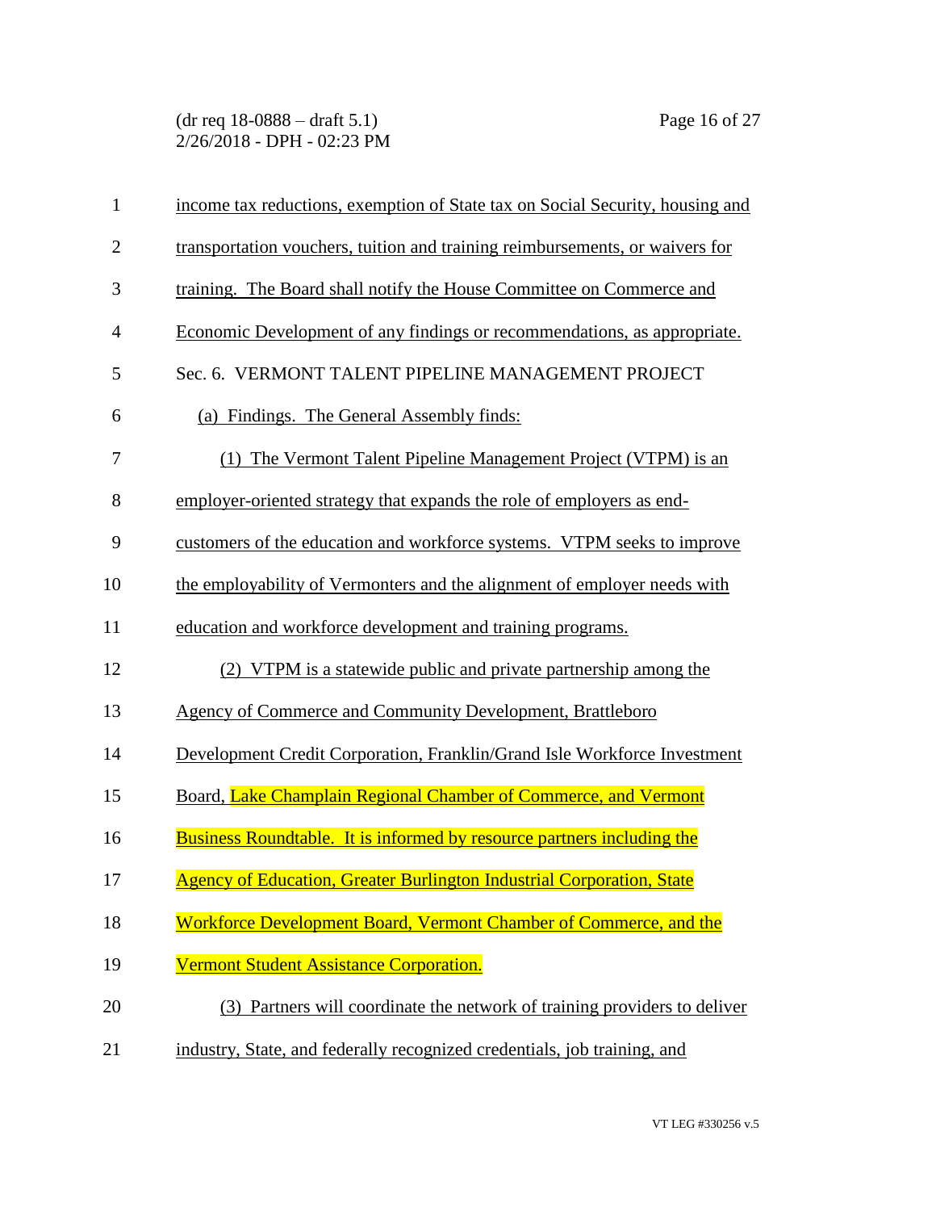income tax reductions, exemption of State tax on Social Security, housing and transportation vouchers, tuition and training reimbursements, or waivers for training. The Board shall notify the House Committee on Commerce and Economic Development of any findings or recommendations, as appropriate.

Sec. 6. VERMONT TALENT PIPELINE MANAGEMENT PROJECT

(a) Findings. The General Assembly finds:

(1) The Vermont Talent Pipeline Management Project (VTPM) is an employer-oriented strategy that expands the role of employers as end-customers of the education and workforce systems. VTPM seeks to improve the employability of Vermonters and the alignment of employer needs with education and workforce development and training programs.

(2) VTPM is a statewide public and private partnership among the Agency of Commerce and Community Development, Brattleboro Development Credit Corporation, Franklin/Grand Isle Workforce Investment Board, Lake Champlain Regional Chamber of Commerce, and Vermont Business Roundtable. It is informed by resource partners including the Agency of Education, Greater Burlington Industrial Corporation, State Workforce Development Board, Vermont Chamber of Commerce, and the Vermont Student Assistance Corporation.

(3) Partners will coordinate the network of training providers to deliver industry, State, and federally recognized credentials, job training, and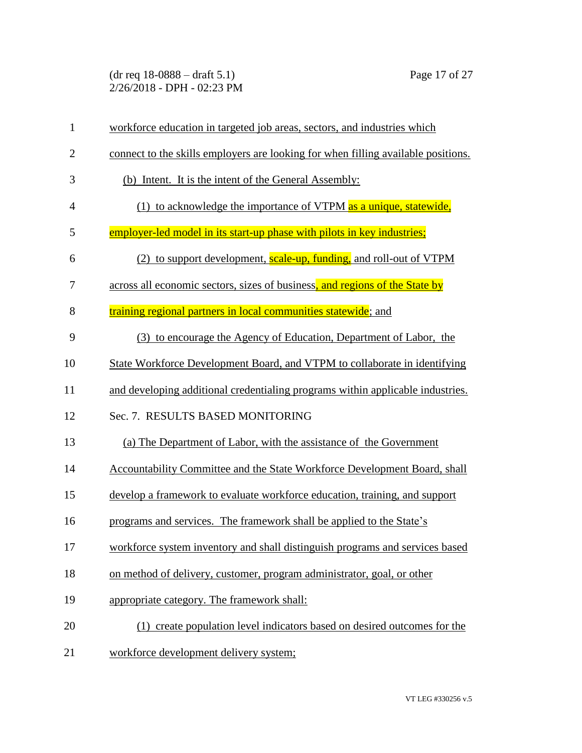workforce education in targeted job areas, sectors, and industries which connect to the skills employers are looking for when filling available positions.

(b) Intent. It is the intent of the General Assembly:

(1) to acknowledge the importance of VTPM as a unique, statewide, employer-led model in its start-up phase with pilots in key industries;

(2) to support development, scale-up, funding, and roll-out of VTPM across all economic sectors, sizes of business, and regions of the State by training regional partners in local communities statewide; and

(3) to encourage the Agency of Education, Department of Labor, the State Workforce Development Board, and VTPM to collaborate in identifying and developing additional credentialing programs within applicable industries.

Sec. 7. RESULTS BASED MONITORING

(a) The Department of Labor, with the assistance of the Government Accountability Committee and the State Workforce Development Board, shall develop a framework to evaluate workforce education, training, and support programs and services. The framework shall be applied to the State's workforce system inventory and shall distinguish programs and services based on method of delivery, customer, program administrator, goal, or other appropriate category. The framework shall:

(1) create population level indicators based on desired outcomes for the workforce development delivery system;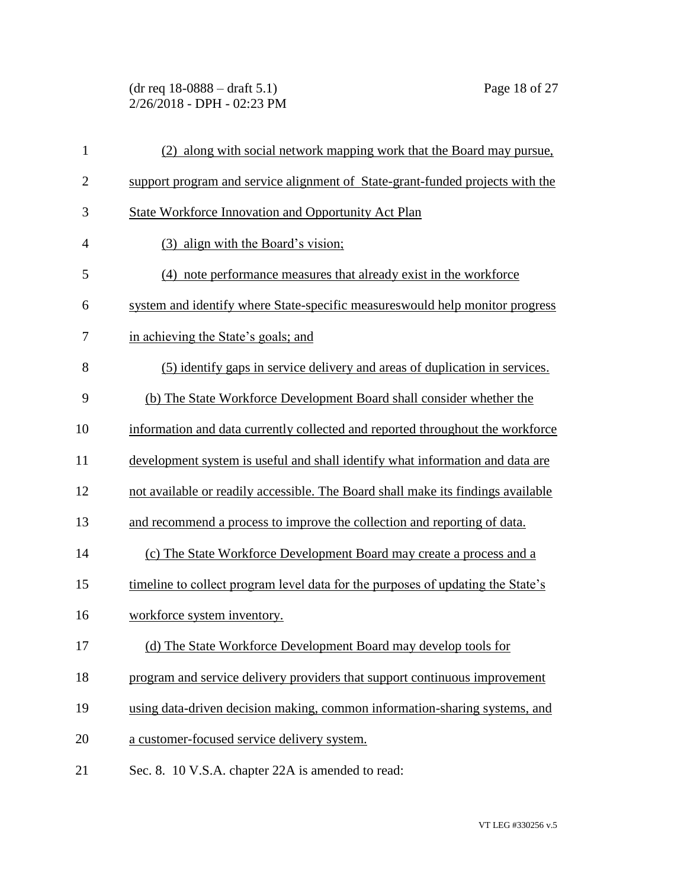(2) along with social network mapping work that the Board may pursue, support program and service alignment of State-grant-funded projects with the State Workforce Innovation and Opportunity Act Plan

(3) align with the Board's vision;

(4) note performance measures that already exist in the workforce system and identify where State-specific measureswould help monitor progress in achieving the State's goals; and

(5) identify gaps in service delivery and areas of duplication in services.

(b) The State Workforce Development Board shall consider whether the information and data currently collected and reported throughout the workforce development system is useful and shall identify what information and data are not available or readily accessible. The Board shall make its findings available and recommend a process to improve the collection and reporting of data.

(c) The State Workforce Development Board may create a process and a timeline to collect program level data for the purposes of updating the State's workforce system inventory.

(d) The State Workforce Development Board may develop tools for program and service delivery providers that support continuous improvement using data-driven decision making, common information-sharing systems, and a customer-focused service delivery system.

Sec. 8. 10 V.S.A. chapter 22A is amended to read: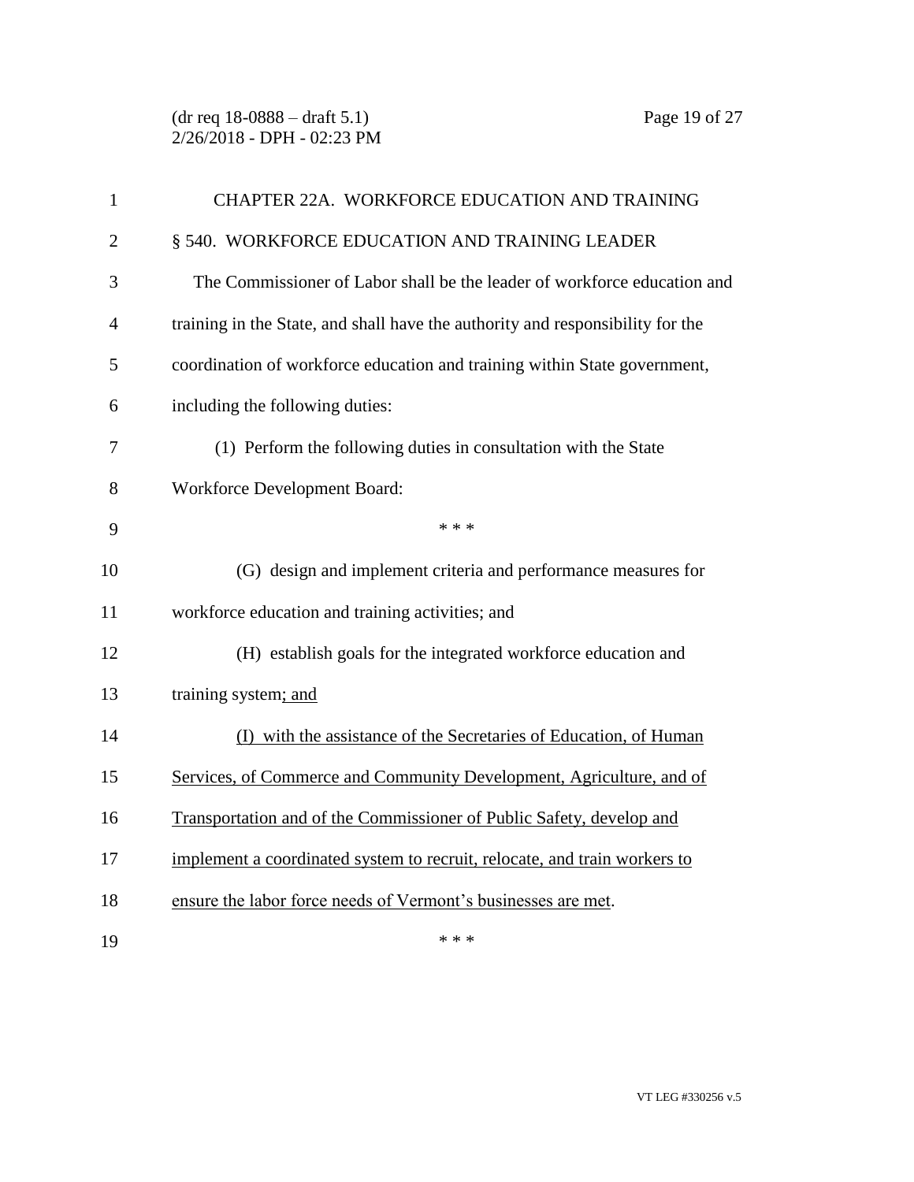CHAPTER 22A. WORKFORCE EDUCATION AND TRAINING

§ 540. WORKFORCE EDUCATION AND TRAINING LEADER

The Commissioner of Labor shall be the leader of workforce education and training in the State, and shall have the authority and responsibility for the coordination of workforce education and training within State government, including the following duties:

(1) Perform the following duties in consultation with the State Workforce Development Board:

\* \* \*

(G) design and implement criteria and performance measures for workforce education and training activities; and

(H) establish goals for the integrated workforce education and training system; and

(I) with the assistance of the Secretaries of Education, of Human Services, of Commerce and Community Development, Agriculture, and of Transportation and of the Commissioner of Public Safety, develop and implement a coordinated system to recruit, relocate, and train workers to ensure the labor force needs of Vermont's businesses are met.

\* \* \*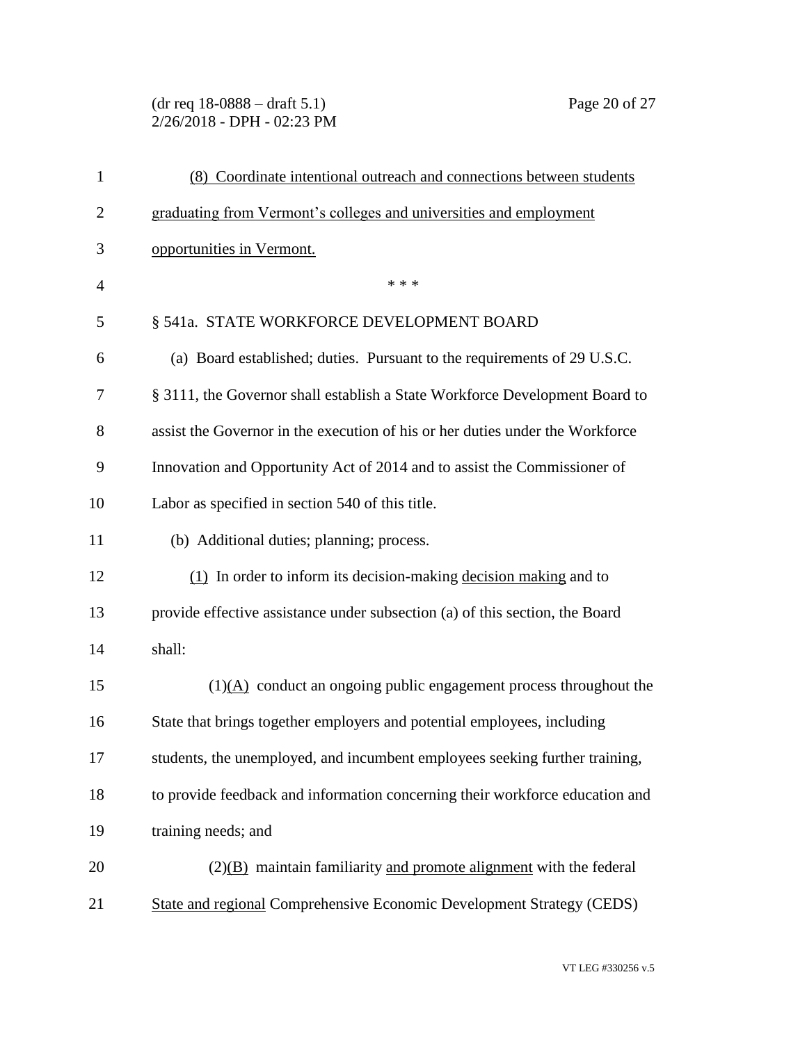(8) Coordinate intentional outreach and connections between students graduating from Vermont's colleges and universities and employment opportunities in Vermont.

\* \* \*

§ 541a. STATE WORKFORCE DEVELOPMENT BOARD

(a) Board established; duties. Pursuant to the requirements of 29 U.S.C. § 3111, the Governor shall establish a State Workforce Development Board to assist the Governor in the execution of his or her duties under the Workforce Innovation and Opportunity Act of 2014 and to assist the Commissioner of Labor as specified in section 540 of this title.

(b) Additional duties; planning; process.

(1) In order to inform its decision-making decision making and to provide effective assistance under subsection (a) of this section, the Board shall:

(1)(A) conduct an ongoing public engagement process throughout the State that brings together employers and potential employees, including students, the unemployed, and incumbent employees seeking further training, to provide feedback and information concerning their workforce education and training needs; and

(2)(B) maintain familiarity and promote alignment with the federal State and regional Comprehensive Economic Development Strategy (CEDS)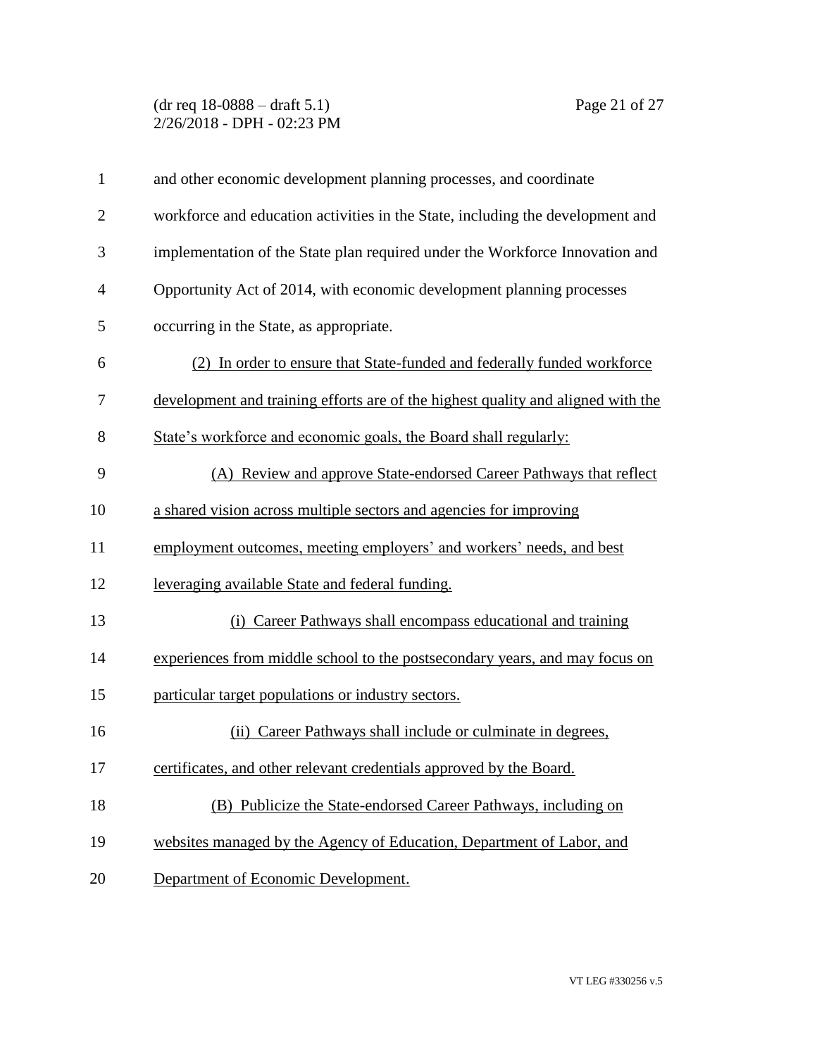and other economic development planning processes, and coordinate workforce and education activities in the State, including the development and implementation of the State plan required under the Workforce Innovation and Opportunity Act of 2014, with economic development planning processes occurring in the State, as appropriate.

(2) In order to ensure that State-funded and federally funded workforce development and training efforts are of the highest quality and aligned with the State's workforce and economic goals, the Board shall regularly:

(A) Review and approve State-endorsed Career Pathways that reflect a shared vision across multiple sectors and agencies for improving employment outcomes, meeting employers' and workers' needs, and best leveraging available State and federal funding.

(i) Career Pathways shall encompass educational and training experiences from middle school to the postsecondary years, and may focus on particular target populations or industry sectors.

(ii) Career Pathways shall include or culminate in degrees, certificates, and other relevant credentials approved by the Board.

(B) Publicize the State-endorsed Career Pathways, including on websites managed by the Agency of Education, Department of Labor, and Department of Economic Development.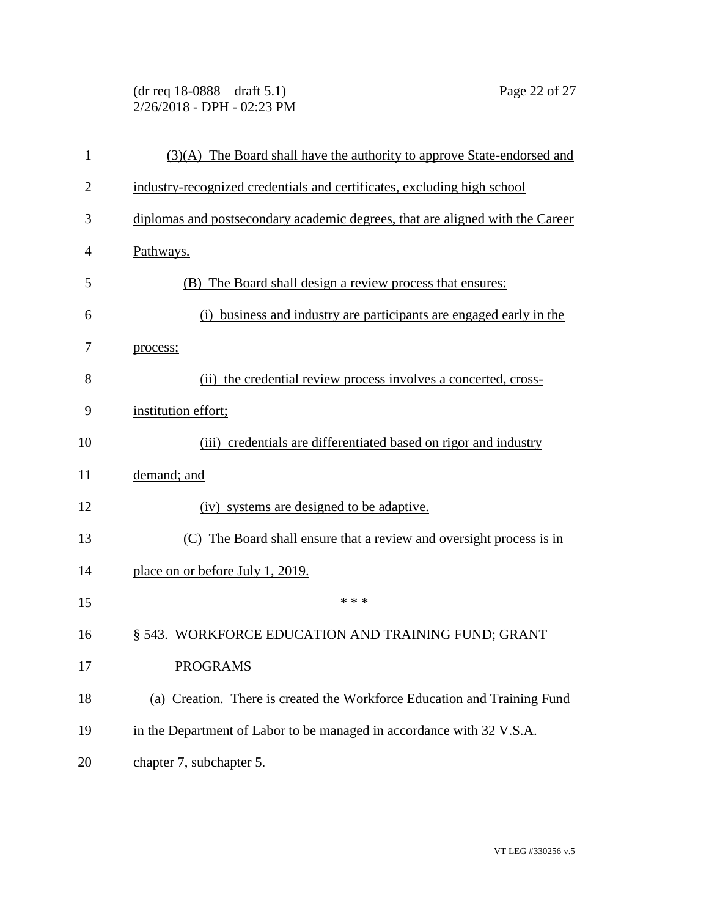(3)(A) The Board shall have the authority to approve State-endorsed and industry-recognized credentials and certificates, excluding high school diplomas and postsecondary academic degrees, that are aligned with the Career Pathways.

(B) The Board shall design a review process that ensures:

(i) business and industry are participants are engaged early in the process;

(ii) the credential review process involves a concerted, cross-institution effort;

(iii) credentials are differentiated based on rigor and industry demand; and

(iv) systems are designed to be adaptive.

(C) The Board shall ensure that a review and oversight process is in place on or before July 1, 2019.

\* \* \*

§ 543. WORKFORCE EDUCATION AND TRAINING FUND; GRANT PROGRAMS

(a) Creation. There is created the Workforce Education and Training Fund in the Department of Labor to be managed in accordance with 32 V.S.A. chapter 7, subchapter 5.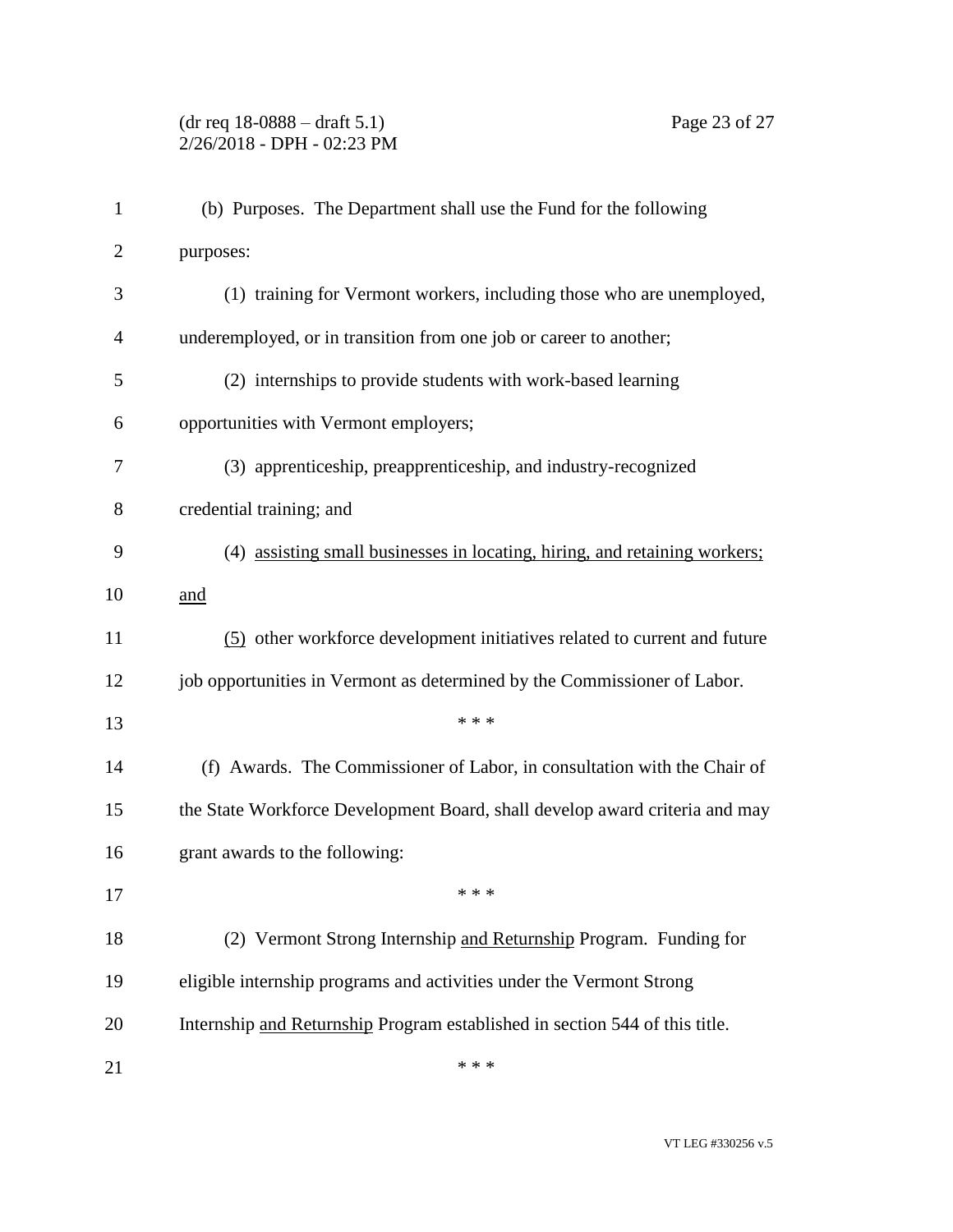(b) Purposes. The Department shall use the Fund for the following purposes:

(1) training for Vermont workers, including those who are unemployed, underemployed, or in transition from one job or career to another;

(2) internships to provide students with work-based learning opportunities with Vermont employers;

(3) apprenticeship, preapprenticeship, and industry-recognized credential training; and

(4) <u>assisting small businesses in locating, hiring, and retaining workers; and</u>

<u>(5)</u> other workforce development initiatives related to current and future job opportunities in Vermont as determined by the Commissioner of Labor.

\* \* \*

(f) Awards. The Commissioner of Labor, in consultation with the Chair of the State Workforce Development Board, shall develop award criteria and may grant awards to the following:

\* \* \*

(2) Vermont Strong Internship <u>and Returnship</u> Program. Funding for eligible internship programs and activities under the Vermont Strong Internship <u>and Returnship</u> Program established in section 544 of this title.

\* \* \*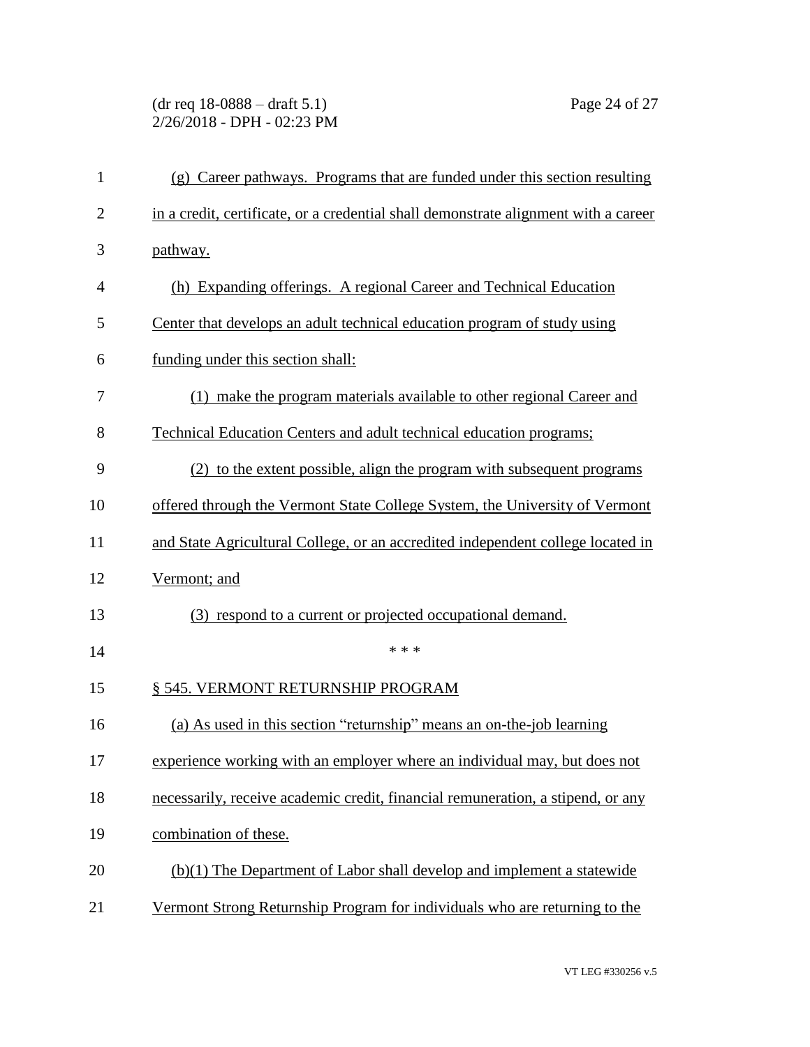(g) Career pathways. Programs that are funded under this section resulting in a credit, certificate, or a credential shall demonstrate alignment with a career pathway.

(h) Expanding offerings. A regional Career and Technical Education Center that develops an adult technical education program of study using funding under this section shall:

(1) make the program materials available to other regional Career and Technical Education Centers and adult technical education programs;

(2) to the extent possible, align the program with subsequent programs offered through the Vermont State College System, the University of Vermont and State Agricultural College, or an accredited independent college located in Vermont; and

(3) respond to a current or projected occupational demand.

\* \* \*

§ 545. VERMONT RETURNSHIP PROGRAM

(a) As used in this section "returnship" means an on-the-job learning experience working with an employer where an individual may, but does not necessarily, receive academic credit, financial remuneration, a stipend, or any combination of these.

(b)(1) The Department of Labor shall develop and implement a statewide Vermont Strong Returnship Program for individuals who are returning to the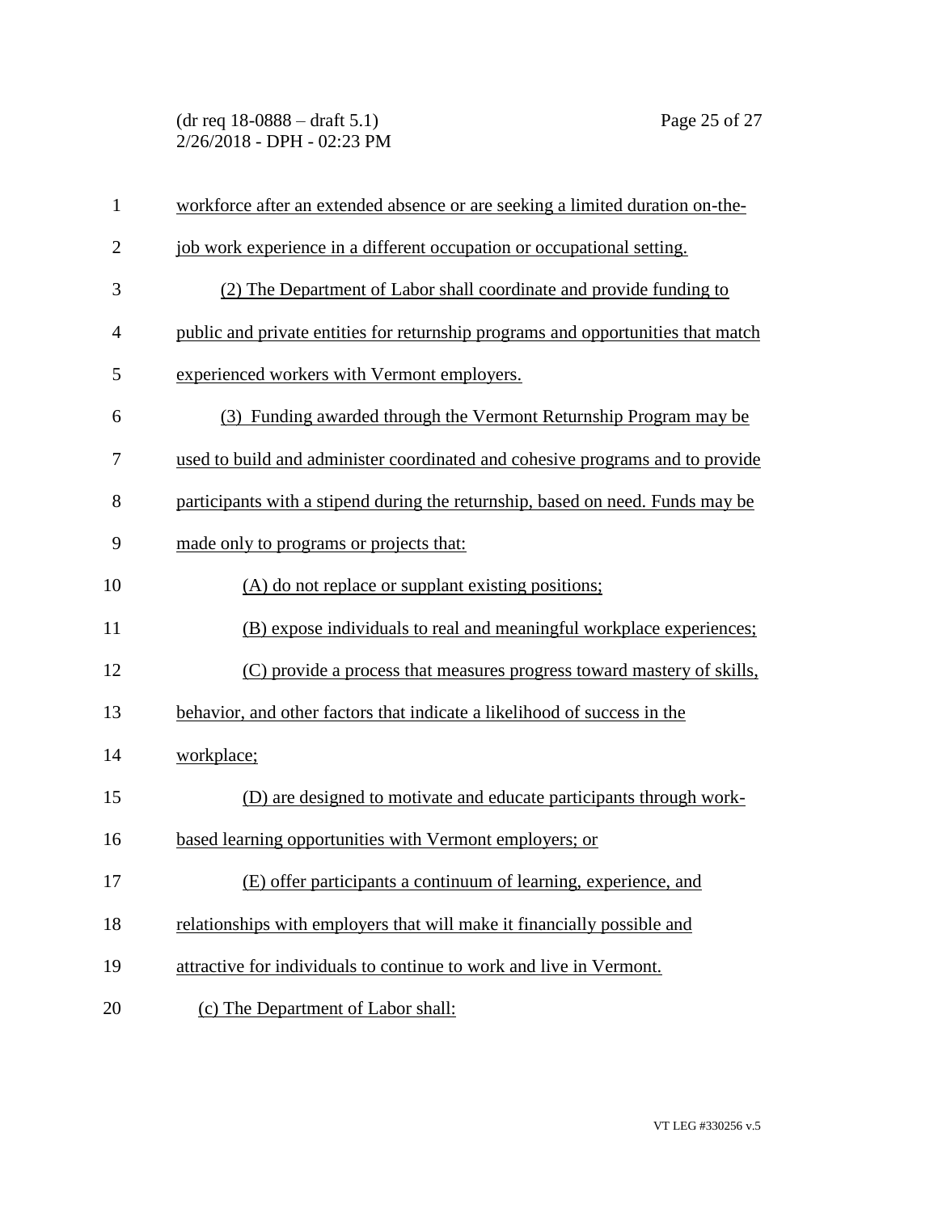workforce after an extended absence or are seeking a limited duration on-the-job work experience in a different occupation or occupational setting.

(2) The Department of Labor shall coordinate and provide funding to public and private entities for returnship programs and opportunities that match experienced workers with Vermont employers.

(3) Funding awarded through the Vermont Returnship Program may be used to build and administer coordinated and cohesive programs and to provide participants with a stipend during the returnship, based on need. Funds may be made only to programs or projects that:

(A) do not replace or supplant existing positions;

(B) expose individuals to real and meaningful workplace experiences;

(C) provide a process that measures progress toward mastery of skills, behavior, and other factors that indicate a likelihood of success in the workplace;

(D) are designed to motivate and educate participants through work-based learning opportunities with Vermont employers; or

(E) offer participants a continuum of learning, experience, and relationships with employers that will make it financially possible and attractive for individuals to continue to work and live in Vermont.

(c) The Department of Labor shall: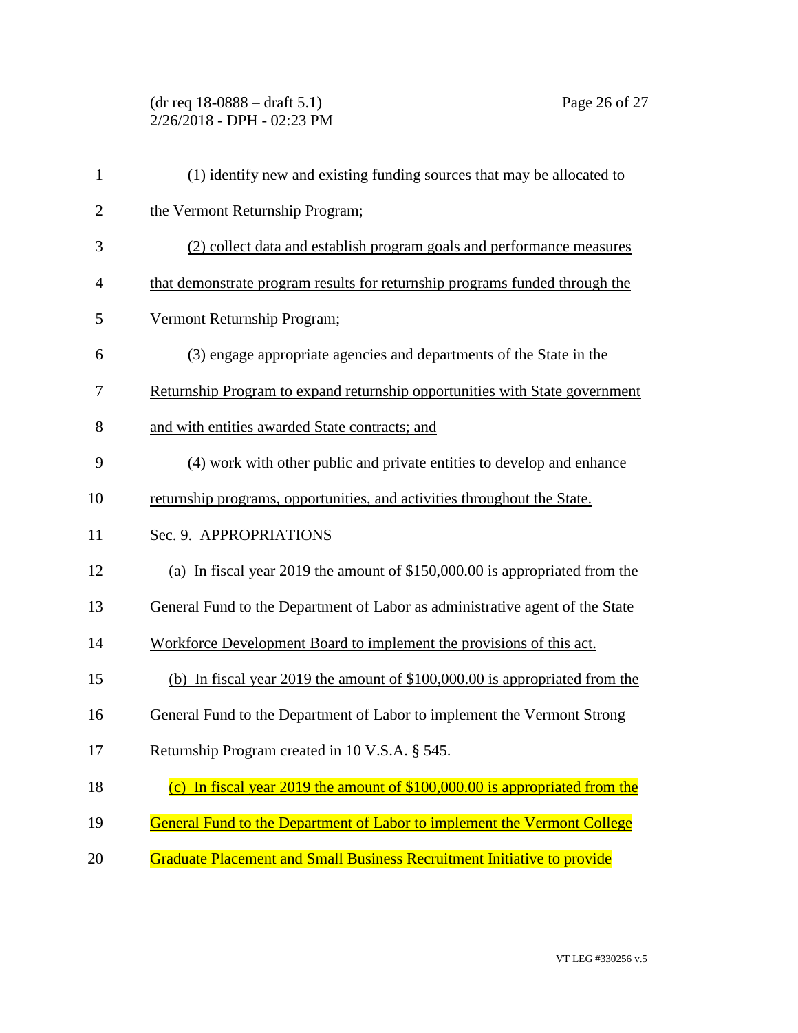(1) identify new and existing funding sources that may be allocated to the Vermont Returnship Program;

(2) collect data and establish program goals and performance measures that demonstrate program results for returnship programs funded through the Vermont Returnship Program;

(3) engage appropriate agencies and departments of the State in the Returnship Program to expand returnship opportunities with State government and with entities awarded State contracts; and

(4) work with other public and private entities to develop and enhance returnship programs, opportunities, and activities throughout the State.

Sec. 9. APPROPRIATIONS

(a) In fiscal year 2019 the amount of $150,000.00 is appropriated from the General Fund to the Department of Labor as administrative agent of the State Workforce Development Board to implement the provisions of this act.

(b) In fiscal year 2019 the amount of $100,000.00 is appropriated from the General Fund to the Department of Labor to implement the Vermont Strong Returnship Program created in 10 V.S.A. § 545.

(c) In fiscal year 2019 the amount of $100,000.00 is appropriated from the General Fund to the Department of Labor to implement the Vermont College Graduate Placement and Small Business Recruitment Initiative to provide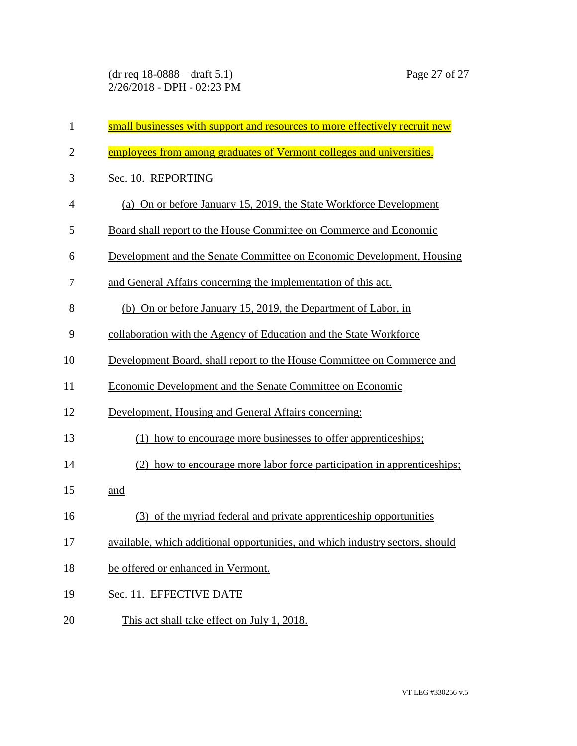small businesses with support and resources to more effectively recruit new employees from among graduates of Vermont colleges and universities.

Sec. 10. REPORTING

(a) On or before January 15, 2019, the State Workforce Development Board shall report to the House Committee on Commerce and Economic Development and the Senate Committee on Economic Development, Housing and General Affairs concerning the implementation of this act.

(b) On or before January 15, 2019, the Department of Labor, in collaboration with the Agency of Education and the State Workforce Development Board, shall report to the House Committee on Commerce and Economic Development and the Senate Committee on Economic Development, Housing and General Affairs concerning:

(1) how to encourage more businesses to offer apprenticeships;

(2) how to encourage more labor force participation in apprenticeships; and

(3) of the myriad federal and private apprenticeship opportunities available, which additional opportunities, and which industry sectors, should be offered or enhanced in Vermont.

Sec. 11. EFFECTIVE DATE

This act shall take effect on July 1, 2018.